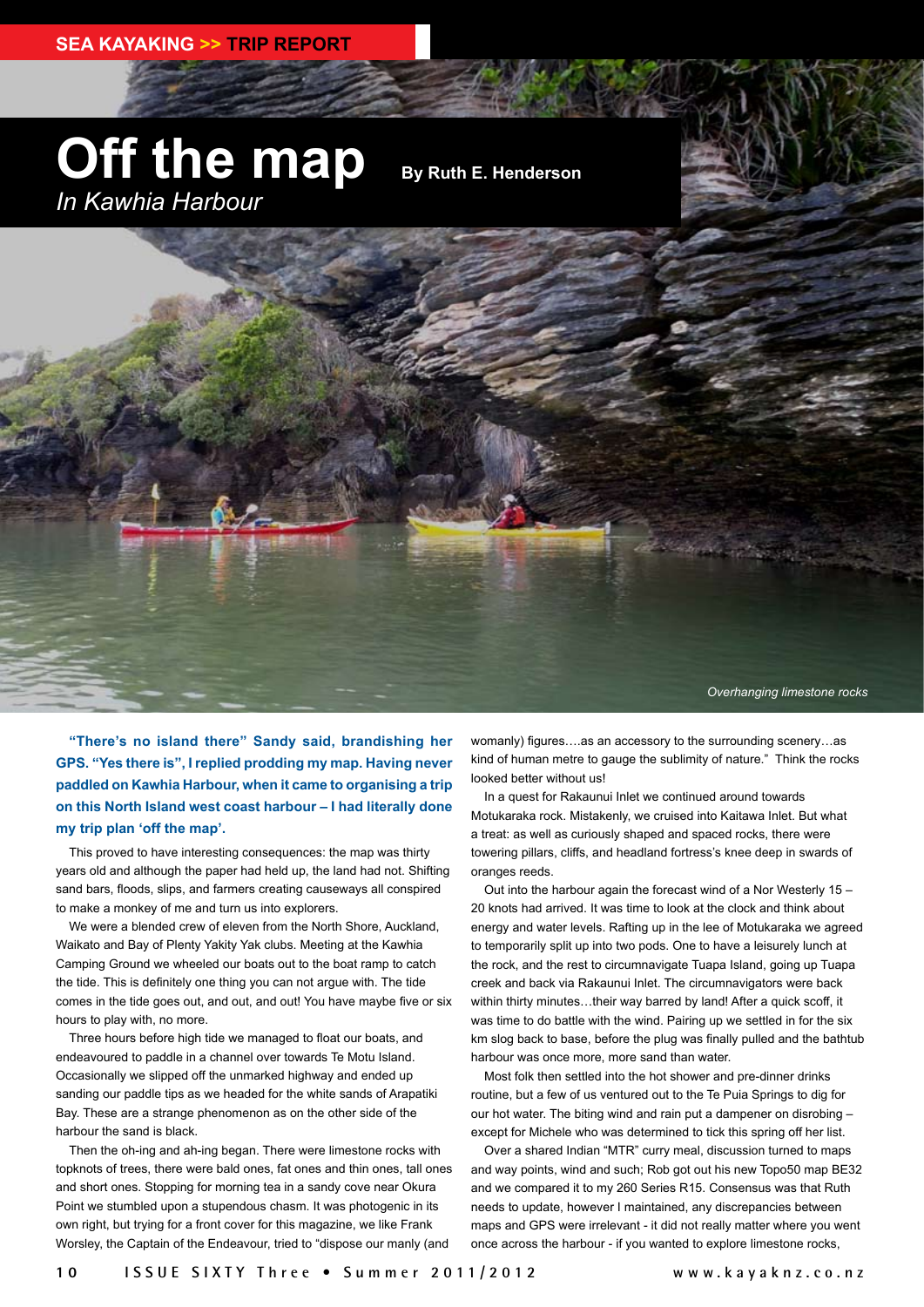SEA KAYAKING >> TRIP REPORT

# Off the map

*In Kawhia Harbour*

**By Ruth E. Henderson**

*Overhanging limestone rocks*

**"There's no island there" Sandy said, brandishing her GPS. "Yes there is", I replied prodding my map. Having never paddled on Kawhia Harbour, when it came to organising a trip on this North Island west coast harbour – I had literally done my trip plan 'off the map'.**

This proved to have interesting consequences: the map was thirty years old and although the paper had held up, the land had not. Shifting sand bars, floods, slips, and farmers creating causeways all conspired to make a monkey of me and turn us into explorers.

We were a blended crew of eleven from the North Shore, Auckland, Waikato and Bay of Plenty Yakity Yak clubs. Meeting at the Kawhia Camping Ground we wheeled our boats out to the boat ramp to catch the tide. This is definitely one thing you can not argue with. The tide comes in the tide goes out, and out, and out! You have maybe five or six hours to play with, no more.

Three hours before high tide we managed to float our boats, and endeavoured to paddle in a channel over towards Te Motu Island. Occasionally we slipped off the unmarked highway and ended up sanding our paddle tips as we headed for the white sands of Arapatiki Bay. These are a strange phenomenon as on the other side of the harbour the sand is black.

Then the oh-ing and ah-ing began. There were limestone rocks with topknots of trees, there were bald ones, fat ones and thin ones, tall ones and short ones. Stopping for morning tea in a sandy cove near Okura Point we stumbled upon a stupendous chasm. It was photogenic in its own right, but trying for a front cover for this magazine, we like Frank Worsley, the Captain of the Endeavour, tried to "dispose our manly (and womanly) figures….as an accessory to the surrounding scenery…as kind of human metre to gauge the sublimity of nature." Think the rocks looked better without us!

In a quest for Rakaunui Inlet we continued around towards Motukaraka rock. Mistakenly, we cruised into Kaitawa Inlet. But what a treat: as well as curiously shaped and spaced rocks, there were towering pillars, cliffs, and headland fortress's knee deep in swards of oranges reeds.

Out into the harbour again the forecast wind of a Nor Westerly 15 – 20 knots had arrived. It was time to look at the clock and think about energy and water levels. Rafting up in the lee of Motukaraka we agreed to temporarily split up into two pods. One to have a leisurely lunch at the rock, and the rest to circumnavigate Tuapa Island, going up Tuapa creek and back via Rakaunui Inlet. The circumnavigators were back within thirty minutes…their way barred by land! After a quick scoff, it was time to do battle with the wind. Pairing up we settled in for the six km slog back to base, before the plug was finally pulled and the bathtub harbour was once more, more sand than water.

Most folk then settled into the hot shower and pre-dinner drinks routine, but a few of us ventured out to the Te Puia Springs to dig for our hot water. The biting wind and rain put a dampener on disrobing – except for Michele who was determined to tick this spring off her list.

Over a shared Indian "MTR" curry meal, discussion turned to maps and way points, wind and such; Rob got out his new Topo50 map BE32 and we compared it to my 260 Series R15. Consensus was that Ruth needs to update, however I maintained, any discrepancies between maps and GPS were irrelevant - it did not really matter where you went once across the harbour - if you wanted to explore limestone rocks,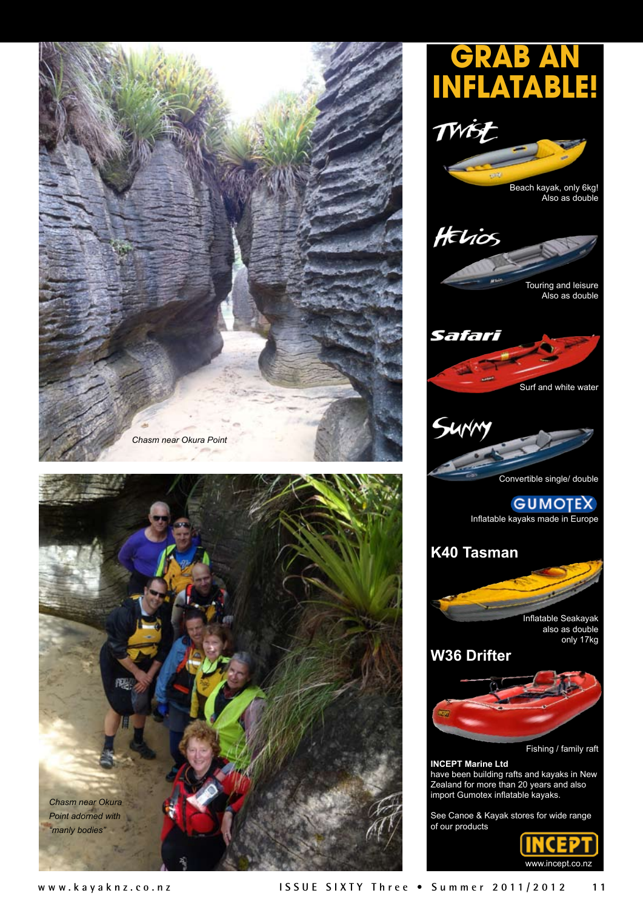Chasm near Okura Point

Chasm near Okura Point adorned with "manly bodies"

# GRAB AN INFLATABLE!

**Twist**

Beach kayak, only 6kg!
Also as double

**Helios**

Touring and leisure
Also as double

**Safari**

Surf and white water

**Sunny**

Convertible single/ double

**GUMOTEX**

Inflatable kayaks made in Europe

## K40 Tasman

Inflatable Seakayak
also as double
only 17kg

## W36 Drifter

Fishing / family raft

**INCEPT Marine Ltd**
have been building rafts and kayaks in New Zealand for more than 20 years and also import Gumotex inflatable kayaks.

See Canoe & Kayak stores for wide range of our products

**INCEPT**

www.incept.co.nz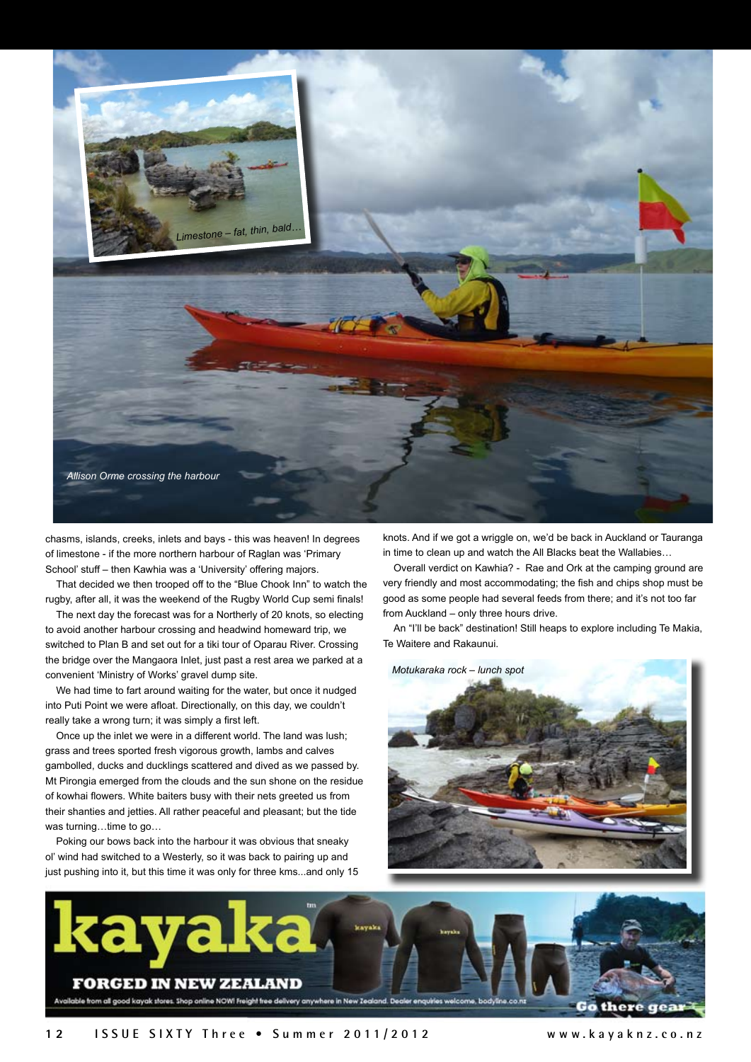*Limestone – fat, thin, bald…*

*Allison Orme crossing the harbour*

chasms, islands, creeks, inlets and bays - this was heaven! In degrees of limestone - if the more northern harbour of Raglan was 'Primary School' stuff – then Kawhia was a 'University' offering majors.

That decided we then trooped off to the "Blue Chook Inn" to watch the rugby, after all, it was the weekend of the Rugby World Cup semi finals!

The next day the forecast was for a Northerly of 20 knots, so electing to avoid another harbour crossing and headwind homeward trip, we switched to Plan B and set out for a tiki tour of Oparau River. Crossing the bridge over the Mangaora Inlet, just past a rest area we parked at a convenient 'Ministry of Works' gravel dump site.

We had time to fart around waiting for the water, but once it nudged into Puti Point we were afloat. Directionally, on this day, we couldn't really take a wrong turn; it was simply a first left.

Once up the inlet we were in a different world. The land was lush; grass and trees sported fresh vigorous growth, lambs and calves gambolled, ducks and ducklings scattered and dived as we passed by. Mt Pirongia emerged from the clouds and the sun shone on the residue of kowhai flowers. White baiters busy with their nets greeted us from their shanties and jetties. All rather peaceful and pleasant; but the tide was turning…time to go…

Poking our bows back into the harbour it was obvious that sneaky ol' wind had switched to a Westerly, so it was back to pairing up and just pushing into it, but this time it was only for three kms...and only 15 knots. And if we got a wriggle on, we'd be back in Auckland or Tauranga in time to clean up and watch the All Blacks beat the Wallabies…

Overall verdict on Kawhia? - Rae and Ork at the camping ground are very friendly and most accommodating; the fish and chips shop must be good as some people had several feeds from there; and it's not too far from Auckland – only three hours drive.

An "I'll be back" destination! Still heaps to explore including Te Makia, Te Waitere and Rakaunui.

*Motukaraka rock – lunch spot*

kayaka FORGED IN NEW ZEALAND

Available from all good kayak stores. Shop online NOW! Freight free delivery anywhere in New Zealand. Dealer enquiries welcome, bodyline.co.nz

Go there gear